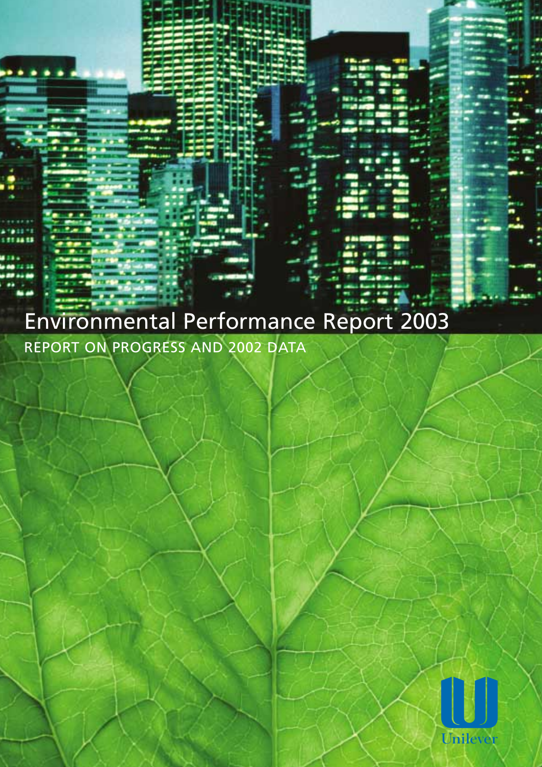# Environmental Performance Report 2003

REPORT ON PROGRESS AND 2002 DATA

Unilever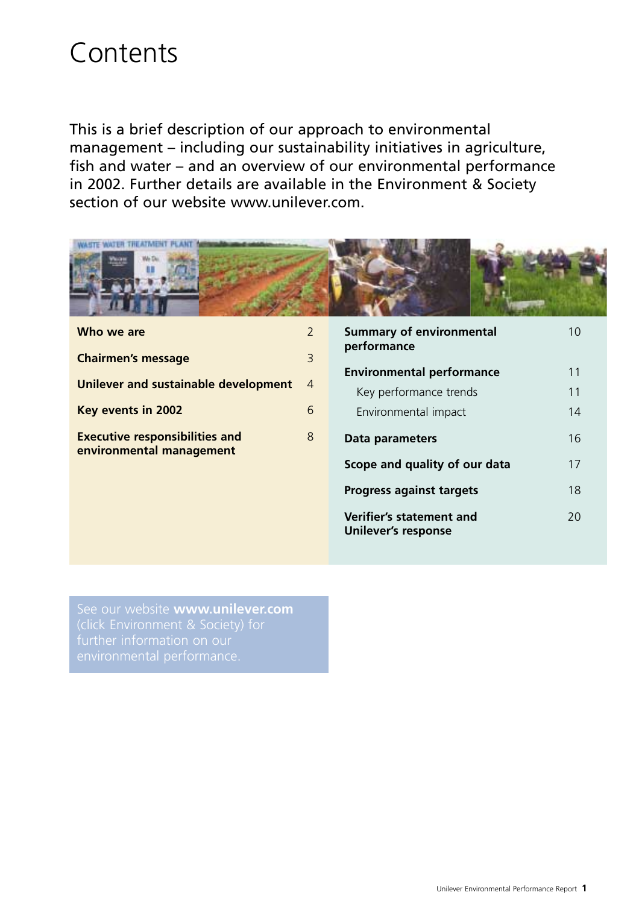# Contents

This is a brief description of our approach to environmental management – including our sustainability initiatives in agriculture, fish and water – and an overview of our environmental performance in 2002. Further details are available in the Environment & Society section of our website www.unilever.com.

| | |
|---|---|
| **Who we are** | 2 |
| **Chairmen's message** | 3 |
| **Unilever and sustainable development** | 4 |
| **Key events in 2002** | 6 |
| **Executive responsibilities and environmental management** | 8 |
| **Summary of environmental performance** | 10 |
| **Environmental performance** | 11 |
| Key performance trends | 11 |
| Environmental impact | 14 |
| **Data parameters** | 16 |
| **Scope and quality of our data** | 17 |
| **Progress against targets** | 18 |
| **Verifier's statement and Unilever's response** | 20 |

See our website **www.unilever.com** (click Environment & Society) for further information on our environmental performance.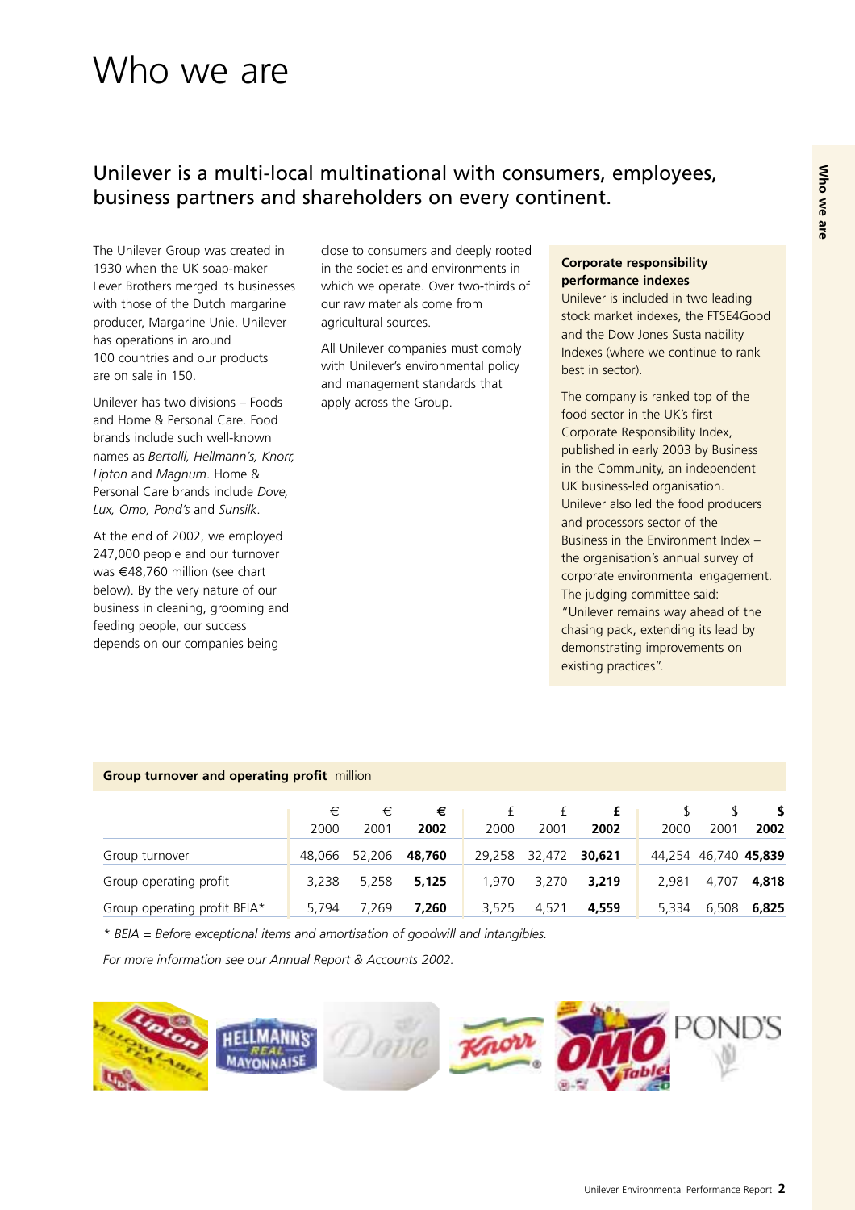# Who we are

## Unilever is a multi-local multinational with consumers, employees, business partners and shareholders on every continent.

The Unilever Group was created in 1930 when the UK soap-maker Lever Brothers merged its businesses with those of the Dutch margarine producer, Margarine Unie. Unilever has operations in around 100 countries and our products are on sale in 150.

Unilever has two divisions – Foods and Home & Personal Care. Food brands include such well-known names as *Bertolli, Hellmann's, Knorr, Lipton* and *Magnum*. Home & Personal Care brands include *Dove, Lux, Omo, Pond's* and *Sunsilk*.

At the end of 2002, we employed 247,000 people and our turnover was €48,760 million (see chart below). By the very nature of our business in cleaning, grooming and feeding people, our success depends on our companies being close to consumers and deeply rooted in the societies and environments in which we operate. Over two-thirds of our raw materials come from agricultural sources.

All Unilever companies must comply with Unilever's environmental policy and management standards that apply across the Group.

**Corporate responsibility performance indexes**

Unilever is included in two leading stock market indexes, the FTSE4Good and the Dow Jones Sustainability Indexes (where we continue to rank best in sector).

The company is ranked top of the food sector in the UK's first Corporate Responsibility Index, published in early 2003 by Business in the Community, an independent UK business-led organisation. Unilever also led the food producers and processors sector of the Business in the Environment Index – the organisation's annual survey of corporate environmental engagement. The judging committee said: "Unilever remains way ahead of the chasing pack, extending its lead by demonstrating improvements on existing practices".

**Group turnover and operating profit** million

| | € 2000 | € 2001 | **€ 2002** | £ 2000 | £ 2001 | **£ 2002** | $ 2000 | $ 2001 | **$ 2002** |
|---|---|---|---|---|---|---|---|---|---|
| Group turnover | 48,066 | 52,206 | **48,760** | 29,258 | 32,472 | **30,621** | 44,254 | 46,740 | **45,839** |
| Group operating profit | 3,238 | 5,258 | **5,125** | 1,970 | 3,270 | **3,219** | 2,981 | 4,707 | **4,818** |
| Group operating profit BEIA* | 5,794 | 7,269 | **7,260** | 3,525 | 4,521 | **4,559** | 5,334 | 6,508 | **6,825** |

*\* BEIA = Before exceptional items and amortisation of goodwill and intangibles.*

*For more information see our Annual Report & Accounts 2002.*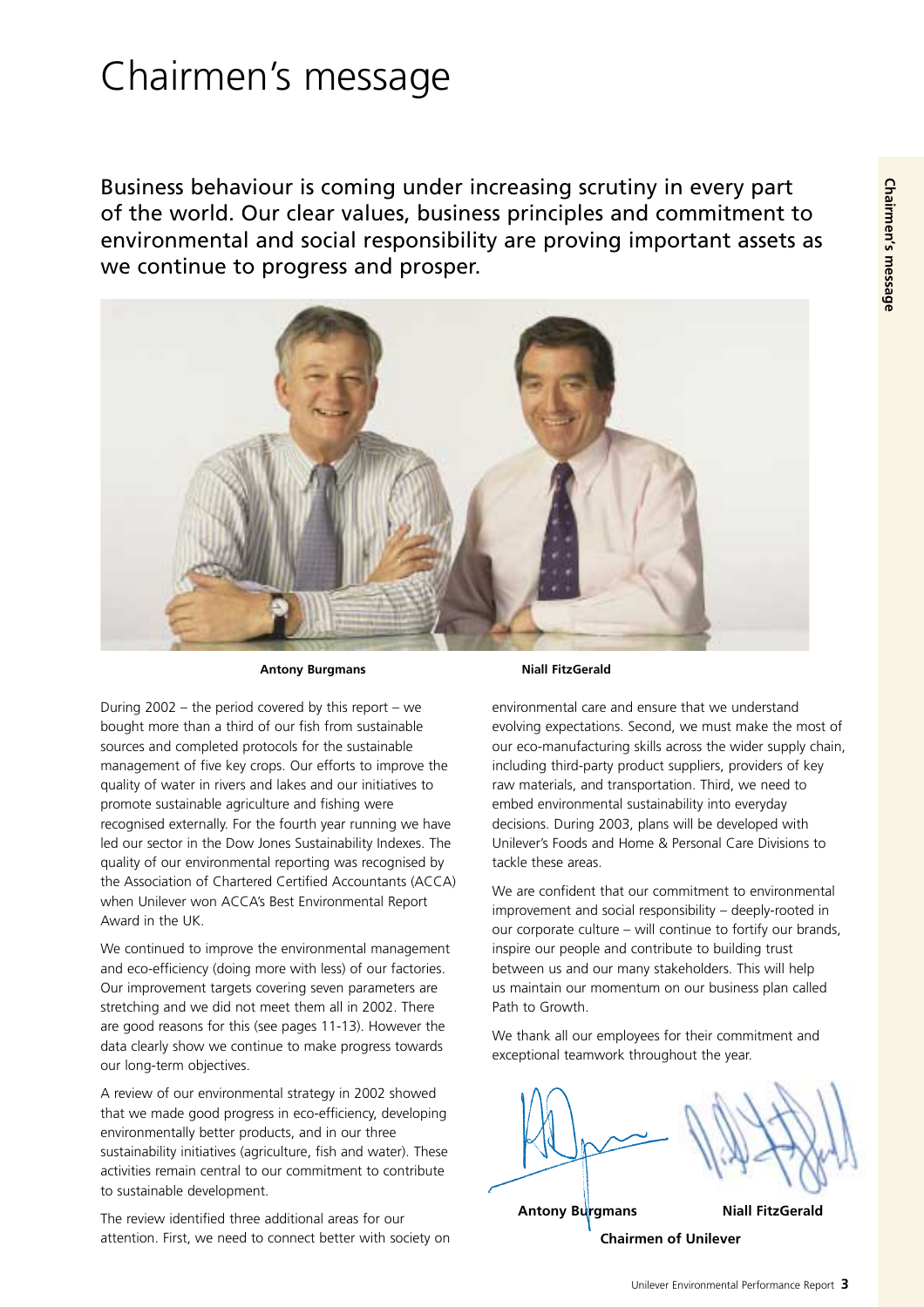# Chairmen's message

Business behaviour is coming under increasing scrutiny in every part of the world. Our clear values, business principles and commitment to environmental and social responsibility are proving important assets as we continue to progress and prosper.

**Antony Burgmans** **Niall FitzGerald**

During 2002 – the period covered by this report – we bought more than a third of our fish from sustainable sources and completed protocols for the sustainable management of five key crops. Our efforts to improve the quality of water in rivers and lakes and our initiatives to promote sustainable agriculture and fishing were recognised externally. For the fourth year running we have led our sector in the Dow Jones Sustainability Indexes. The quality of our environmental reporting was recognised by the Association of Chartered Certified Accountants (ACCA) when Unilever won ACCA's Best Environmental Report Award in the UK.

We continued to improve the environmental management and eco-efficiency (doing more with less) of our factories. Our improvement targets covering seven parameters are stretching and we did not meet them all in 2002. There are good reasons for this (see pages 11-13). However the data clearly show we continue to make progress towards our long-term objectives.

A review of our environmental strategy in 2002 showed that we made good progress in eco-efficiency, developing environmentally better products, and in our three sustainability initiatives (agriculture, fish and water). These activities remain central to our commitment to contribute to sustainable development.

The review identified three additional areas for our attention. First, we need to connect better with society on environmental care and ensure that we understand evolving expectations. Second, we must make the most of our eco-manufacturing skills across the wider supply chain, including third-party product suppliers, providers of key raw materials, and transportation. Third, we need to embed environmental sustainability into everyday decisions. During 2003, plans will be developed with Unilever's Foods and Home & Personal Care Divisions to tackle these areas.

We are confident that our commitment to environmental improvement and social responsibility – deeply-rooted in our corporate culture – will continue to fortify our brands, inspire our people and contribute to building trust between us and our many stakeholders. This will help us maintain our momentum on our business plan called Path to Growth.

We thank all our employees for their commitment and exceptional teamwork throughout the year.

**Antony Burgmans** **Niall FitzGerald**

**Chairmen of Unilever**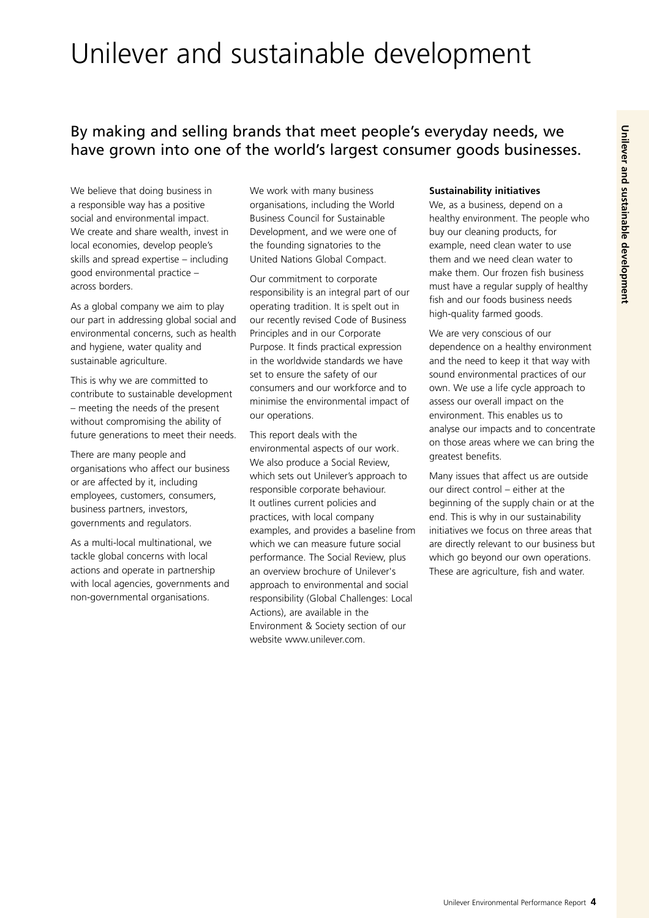# Unilever and sustainable development

## By making and selling brands that meet people's everyday needs, we have grown into one of the world's largest consumer goods businesses.

We believe that doing business in a responsible way has a positive social and environmental impact. We create and share wealth, invest in local economies, develop people's skills and spread expertise – including good environmental practice – across borders.

As a global company we aim to play our part in addressing global social and environmental concerns, such as health and hygiene, water quality and sustainable agriculture.

This is why we are committed to contribute to sustainable development – meeting the needs of the present without compromising the ability of future generations to meet their needs.

There are many people and organisations who affect our business or are affected by it, including employees, customers, consumers, business partners, investors, governments and regulators.

As a multi-local multinational, we tackle global concerns with local actions and operate in partnership with local agencies, governments and non-governmental organisations.

We work with many business organisations, including the World Business Council for Sustainable Development, and we were one of the founding signatories to the United Nations Global Compact.

Our commitment to corporate responsibility is an integral part of our operating tradition. It is spelt out in our recently revised Code of Business Principles and in our Corporate Purpose. It finds practical expression in the worldwide standards we have set to ensure the safety of our consumers and our workforce and to minimise the environmental impact of our operations.

This report deals with the environmental aspects of our work. We also produce a Social Review, which sets out Unilever's approach to responsible corporate behaviour. It outlines current policies and practices, with local company examples, and provides a baseline from which we can measure future social performance. The Social Review, plus an overview brochure of Unilever's approach to environmental and social responsibility (Global Challenges: Local Actions), are available in the Environment & Society section of our website www.unilever.com.

**Sustainability initiatives**

We, as a business, depend on a healthy environment. The people who buy our cleaning products, for example, need clean water to use them and we need clean water to make them. Our frozen fish business must have a regular supply of healthy fish and our foods business needs high-quality farmed goods.

We are very conscious of our dependence on a healthy environment and the need to keep it that way with sound environmental practices of our own. We use a life cycle approach to assess our overall impact on the environment. This enables us to analyse our impacts and to concentrate on those areas where we can bring the greatest benefits.

Many issues that affect us are outside our direct control – either at the beginning of the supply chain or at the end. This is why in our sustainability initiatives we focus on three areas that are directly relevant to our business but which go beyond our own operations. These are agriculture, fish and water.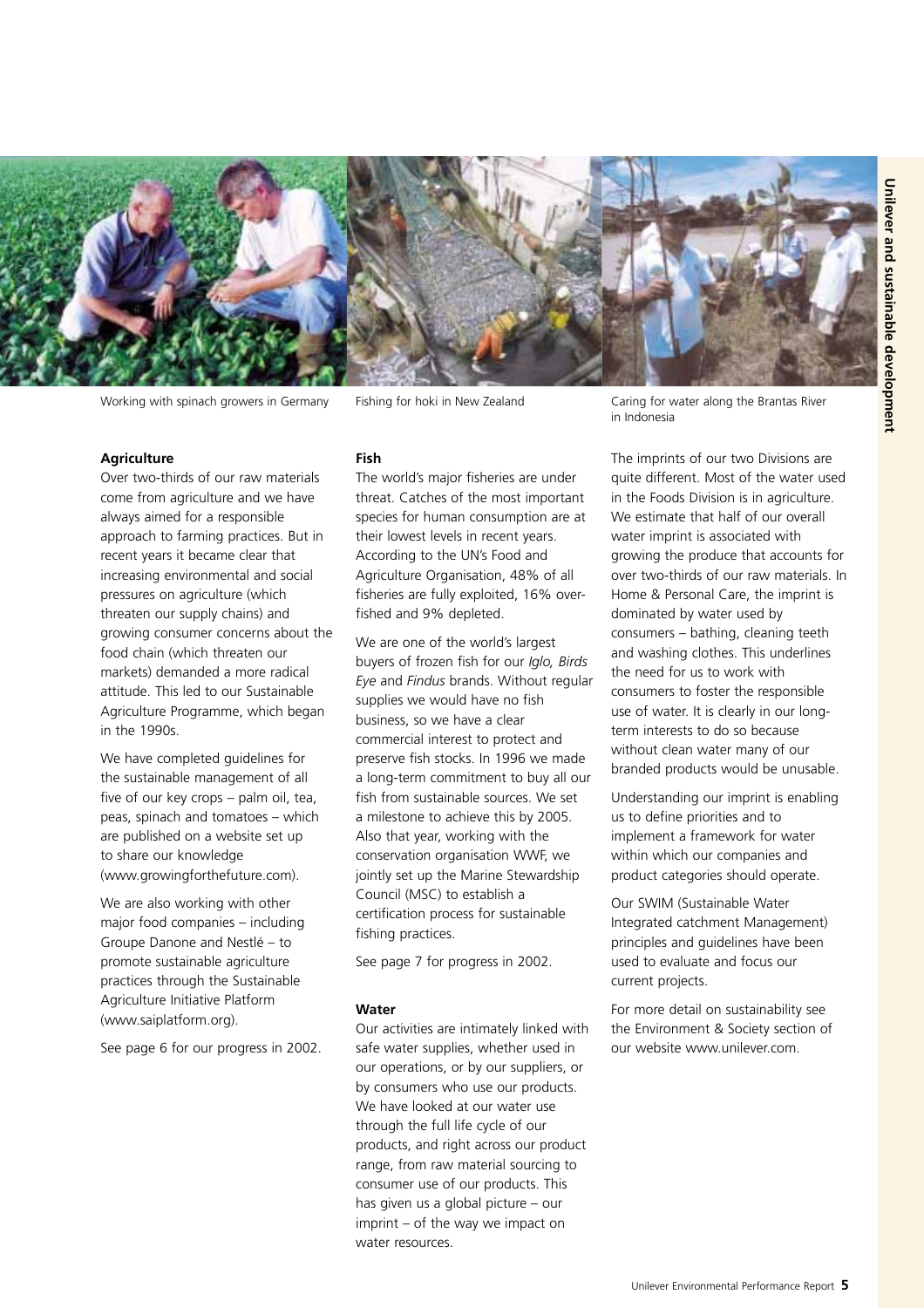Working with spinach growers in Germany

Fishing for hoki in New Zealand

Caring for water along the Brantas River in Indonesia

**Agriculture**

Over two-thirds of our raw materials come from agriculture and we have always aimed for a responsible approach to farming practices. But in recent years it became clear that increasing environmental and social pressures on agriculture (which threaten our supply chains) and growing consumer concerns about the food chain (which threaten our markets) demanded a more radical attitude. This led to our Sustainable Agriculture Programme, which began in the 1990s.

We have completed guidelines for the sustainable management of all five of our key crops – palm oil, tea, peas, spinach and tomatoes – which are published on a website set up to share our knowledge (www.growingforthefuture.com).

We are also working with other major food companies – including Groupe Danone and Nestlé – to promote sustainable agriculture practices through the Sustainable Agriculture Initiative Platform (www.saiplatform.org).

See page 6 for our progress in 2002.

**Fish**

The world's major fisheries are under threat. Catches of the most important species for human consumption are at their lowest levels in recent years. According to the UN's Food and Agriculture Organisation, 48% of all fisheries are fully exploited, 16% over-fished and 9% depleted.

We are one of the world's largest buyers of frozen fish for our *Iglo, Birds Eye* and *Findus* brands. Without regular supplies we would have no fish business, so we have a clear commercial interest to protect and preserve fish stocks. In 1996 we made a long-term commitment to buy all our fish from sustainable sources. We set a milestone to achieve this by 2005. Also that year, working with the conservation organisation WWF, we jointly set up the Marine Stewardship Council (MSC) to establish a certification process for sustainable fishing practices.

See page 7 for progress in 2002.

**Water**

Our activities are intimately linked with safe water supplies, whether used in our operations, or by our suppliers, or by consumers who use our products. We have looked at our water use through the full life cycle of our products, and right across our product range, from raw material sourcing to consumer use of our products. This has given us a global picture – our imprint – of the way we impact on water resources.

The imprints of our two Divisions are quite different. Most of the water used in the Foods Division is in agriculture. We estimate that half of our overall water imprint is associated with growing the produce that accounts for over two-thirds of our raw materials. In Home & Personal Care, the imprint is dominated by water used by consumers – bathing, cleaning teeth and washing clothes. This underlines the need for us to work with consumers to foster the responsible use of water. It is clearly in our long-term interests to do so because without clean water many of our branded products would be unusable.

Understanding our imprint is enabling us to define priorities and to implement a framework for water within which our companies and product categories should operate.

Our SWIM (Sustainable Water Integrated catchment Management) principles and guidelines have been used to evaluate and focus our current projects.

For more detail on sustainability see the Environment & Society section of our website www.unilever.com.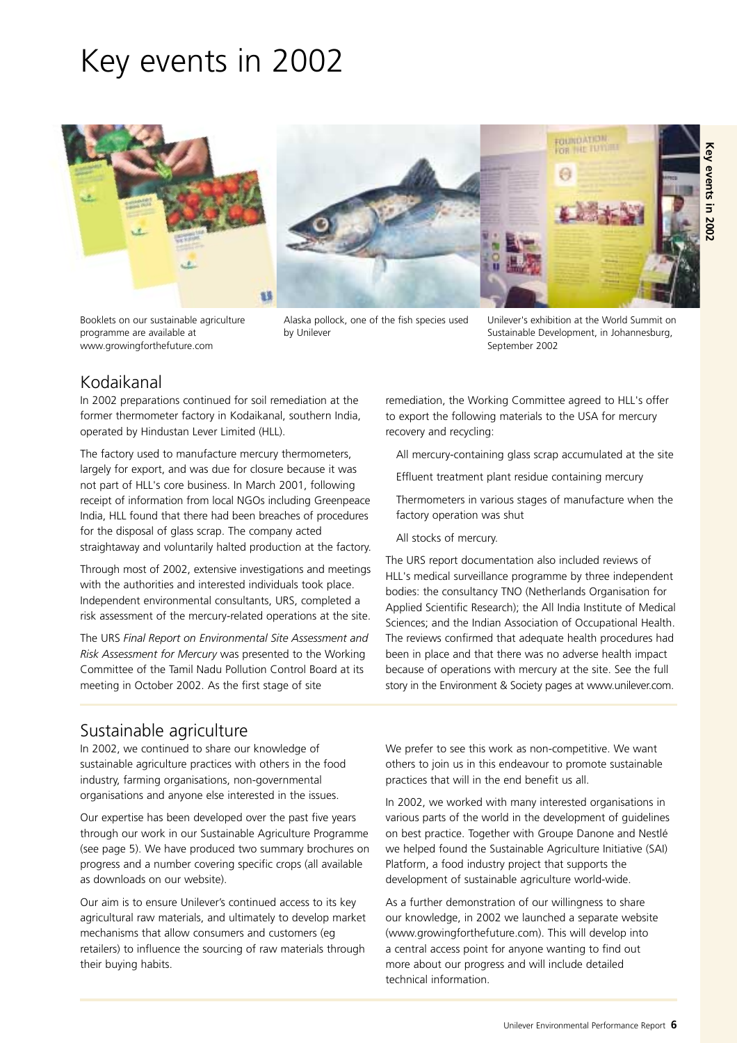# Key events in 2002

Booklets on our sustainable agriculture programme are available at www.growingforthefuture.com

Alaska pollock, one of the fish species used by Unilever

Unilever's exhibition at the World Summit on Sustainable Development, in Johannesburg, September 2002

## Kodaikanal

In 2002 preparations continued for soil remediation at the former thermometer factory in Kodaikanal, southern India, operated by Hindustan Lever Limited (HLL).

The factory used to manufacture mercury thermometers, largely for export, and was due for closure because it was not part of HLL's core business. In March 2001, following receipt of information from local NGOs including Greenpeace India, HLL found that there had been breaches of procedures for the disposal of glass scrap. The company acted straightaway and voluntarily halted production at the factory.

Through most of 2002, extensive investigations and meetings with the authorities and interested individuals took place. Independent environmental consultants, URS, completed a risk assessment of the mercury-related operations at the site.

The URS *Final Report on Environmental Site Assessment and Risk Assessment for Mercury* was presented to the Working Committee of the Tamil Nadu Pollution Control Board at its meeting in October 2002. As the first stage of site remediation, the Working Committee agreed to HLL's offer to export the following materials to the USA for mercury recovery and recycling:

- All mercury-containing glass scrap accumulated at the site
- Effluent treatment plant residue containing mercury
- Thermometers in various stages of manufacture when the factory operation was shut
- All stocks of mercury.

The URS report documentation also included reviews of HLL's medical surveillance programme by three independent bodies: the consultancy TNO (Netherlands Organisation for Applied Scientific Research); the All India Institute of Medical Sciences; and the Indian Association of Occupational Health. The reviews confirmed that adequate health procedures had been in place and that there was no adverse health impact because of operations with mercury at the site. See the full story in the Environment & Society pages at www.unilever.com.

## Sustainable agriculture

In 2002, we continued to share our knowledge of sustainable agriculture practices with others in the food industry, farming organisations, non-governmental organisations and anyone else interested in the issues.

Our expertise has been developed over the past five years through our work in our Sustainable Agriculture Programme (see page 5). We have produced two summary brochures on progress and a number covering specific crops (all available as downloads on our website).

Our aim is to ensure Unilever's continued access to its key agricultural raw materials, and ultimately to develop market mechanisms that allow consumers and customers (eg retailers) to influence the sourcing of raw materials through their buying habits.

We prefer to see this work as non-competitive. We want others to join us in this endeavour to promote sustainable practices that will in the end benefit us all.

In 2002, we worked with many interested organisations in various parts of the world in the development of guidelines on best practice. Together with Groupe Danone and Nestlé we helped found the Sustainable Agriculture Initiative (SAI) Platform, a food industry project that supports the development of sustainable agriculture world-wide.

As a further demonstration of our willingness to share our knowledge, in 2002 we launched a separate website (www.growingforthefuture.com). This will develop into a central access point for anyone wanting to find out more about our progress and will include detailed technical information.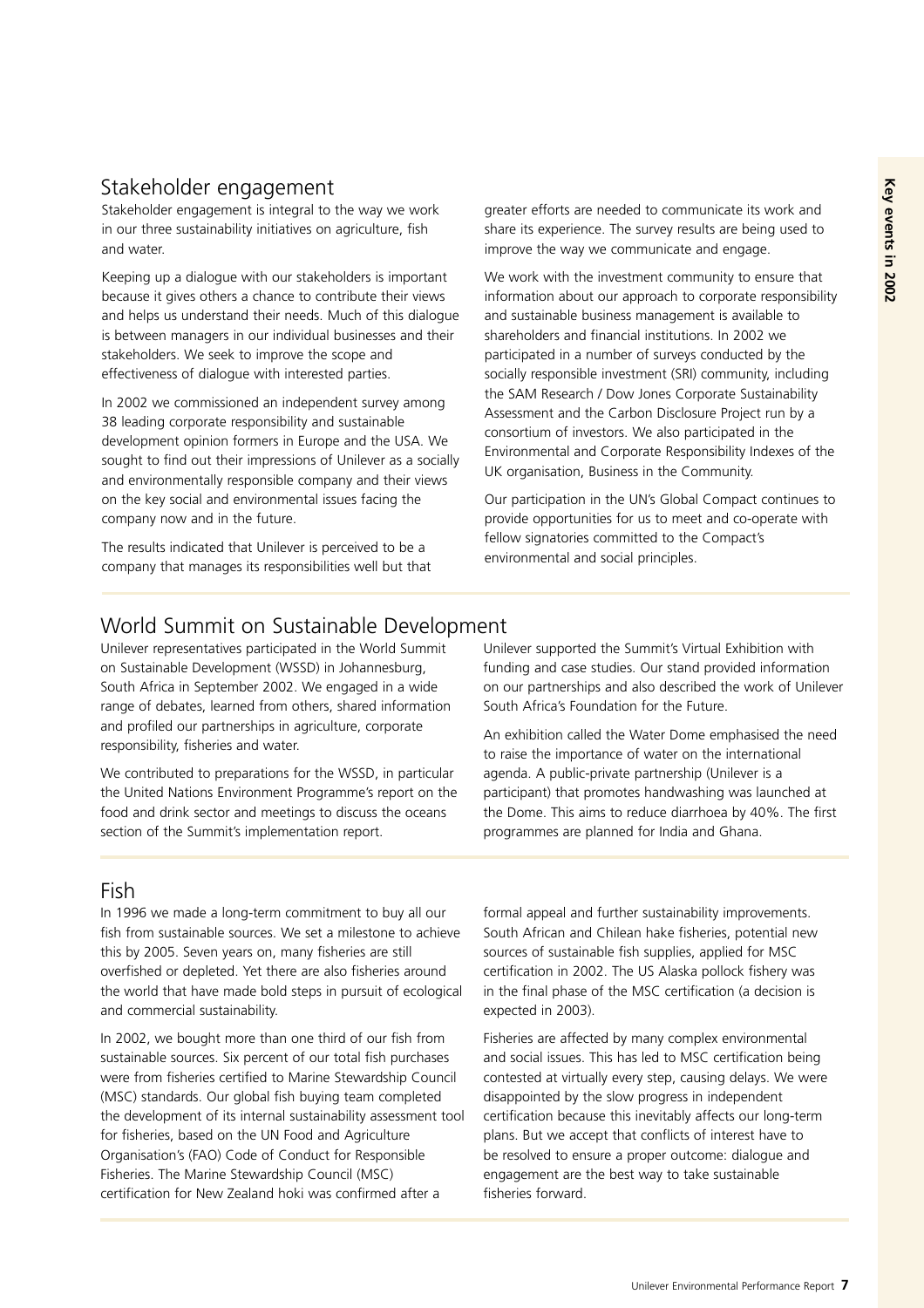## Stakeholder engagement

Stakeholder engagement is integral to the way we work in our three sustainability initiatives on agriculture, fish and water.

Keeping up a dialogue with our stakeholders is important because it gives others a chance to contribute their views and helps us understand their needs. Much of this dialogue is between managers in our individual businesses and their stakeholders. We seek to improve the scope and effectiveness of dialogue with interested parties.

In 2002 we commissioned an independent survey among 38 leading corporate responsibility and sustainable development opinion formers in Europe and the USA. We sought to find out their impressions of Unilever as a socially and environmentally responsible company and their views on the key social and environmental issues facing the company now and in the future.

The results indicated that Unilever is perceived to be a company that manages its responsibilities well but that greater efforts are needed to communicate its work and share its experience. The survey results are being used to improve the way we communicate and engage.

We work with the investment community to ensure that information about our approach to corporate responsibility and sustainable business management is available to shareholders and financial institutions. In 2002 we participated in a number of surveys conducted by the socially responsible investment (SRI) community, including the SAM Research / Dow Jones Corporate Sustainability Assessment and the Carbon Disclosure Project run by a consortium of investors. We also participated in the Environmental and Corporate Responsibility Indexes of the UK organisation, Business in the Community.

Our participation in the UN's Global Compact continues to provide opportunities for us to meet and co-operate with fellow signatories committed to the Compact's environmental and social principles.

## World Summit on Sustainable Development

Unilever representatives participated in the World Summit on Sustainable Development (WSSD) in Johannesburg, South Africa in September 2002. We engaged in a wide range of debates, learned from others, shared information and profiled our partnerships in agriculture, corporate responsibility, fisheries and water.

We contributed to preparations for the WSSD, in particular the United Nations Environment Programme's report on the food and drink sector and meetings to discuss the oceans section of the Summit's implementation report.

Unilever supported the Summit's Virtual Exhibition with funding and case studies. Our stand provided information on our partnerships and also described the work of Unilever South Africa's Foundation for the Future.

An exhibition called the Water Dome emphasised the need to raise the importance of water on the international agenda. A public-private partnership (Unilever is a participant) that promotes handwashing was launched at the Dome. This aims to reduce diarrhoea by 40%. The first programmes are planned for India and Ghana.

## Fish

In 1996 we made a long-term commitment to buy all our fish from sustainable sources. We set a milestone to achieve this by 2005. Seven years on, many fisheries are still overfished or depleted. Yet there are also fisheries around the world that have made bold steps in pursuit of ecological and commercial sustainability.

In 2002, we bought more than one third of our fish from sustainable sources. Six percent of our total fish purchases were from fisheries certified to Marine Stewardship Council (MSC) standards. Our global fish buying team completed the development of its internal sustainability assessment tool for fisheries, based on the UN Food and Agriculture Organisation's (FAO) Code of Conduct for Responsible Fisheries. The Marine Stewardship Council (MSC) certification for New Zealand hoki was confirmed after a formal appeal and further sustainability improvements. South African and Chilean hake fisheries, potential new sources of sustainable fish supplies, applied for MSC certification in 2002. The US Alaska pollock fishery was in the final phase of the MSC certification (a decision is expected in 2003).

Fisheries are affected by many complex environmental and social issues. This has led to MSC certification being contested at virtually every step, causing delays. We were disappointed by the slow progress in independent certification because this inevitably affects our long-term plans. But we accept that conflicts of interest have to be resolved to ensure a proper outcome: dialogue and engagement are the best way to take sustainable fisheries forward.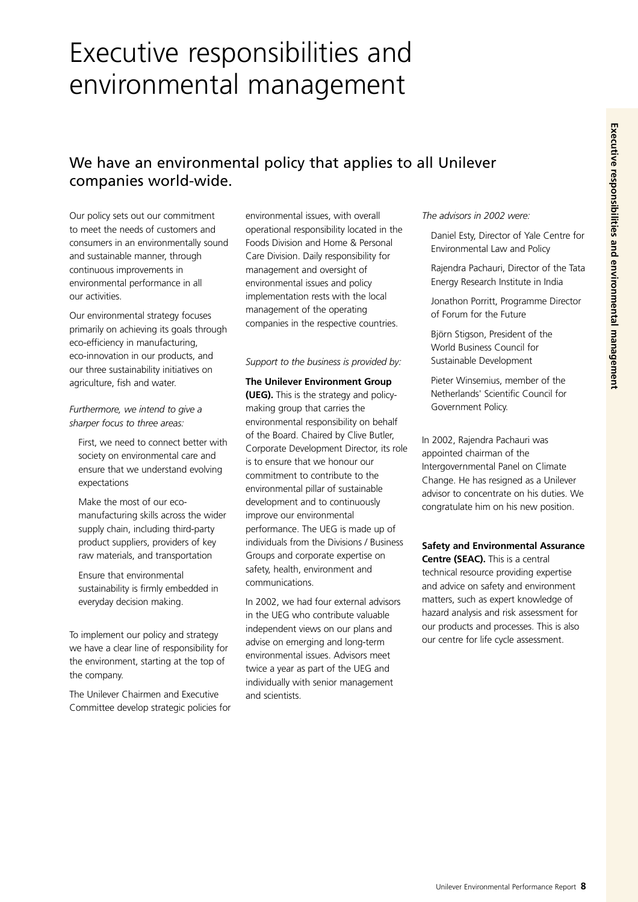# Executive responsibilities and environmental management

## We have an environmental policy that applies to all Unilever companies world-wide.

Our policy sets out our commitment to meet the needs of customers and consumers in an environmentally sound and sustainable manner, through continuous improvements in environmental performance in all our activities.

Our environmental strategy focuses primarily on achieving its goals through eco-efficiency in manufacturing, eco-innovation in our products, and our three sustainability initiatives on agriculture, fish and water.

*Furthermore, we intend to give a sharper focus to three areas:*

- First, we need to connect better with society on environmental care and ensure that we understand evolving expectations
- Make the most of our eco-manufacturing skills across the wider supply chain, including third-party product suppliers, providers of key raw materials, and transportation
- Ensure that environmental sustainability is firmly embedded in everyday decision making.

To implement our policy and strategy we have a clear line of responsibility for the environment, starting at the top of the company.

The Unilever Chairmen and Executive Committee develop strategic policies for environmental issues, with overall operational responsibility located in the Foods Division and Home & Personal Care Division. Daily responsibility for management and oversight of environmental issues and policy implementation rests with the local management of the operating companies in the respective countries.

*Support to the business is provided by:*

**The Unilever Environment Group (UEG).** This is the strategy and policy-making group that carries the environmental responsibility on behalf of the Board. Chaired by Clive Butler, Corporate Development Director, its role is to ensure that we honour our commitment to contribute to the environmental pillar of sustainable development and to continuously improve our environmental performance. The UEG is made up of individuals from the Divisions / Business Groups and corporate expertise on safety, health, environment and communications.

In 2002, we had four external advisors in the UEG who contribute valuable independent views on our plans and advise on emerging and long-term environmental issues. Advisors meet twice a year as part of the UEG and individually with senior management and scientists.

*The advisors in 2002 were:*

- Daniel Esty, Director of Yale Centre for Environmental Law and Policy
- Rajendra Pachauri, Director of the Tata Energy Research Institute in India
- Jonathon Porritt, Programme Director of Forum for the Future
- Björn Stigson, President of the World Business Council for Sustainable Development
- Pieter Winsemius, member of the Netherlands' Scientific Council for Government Policy.

In 2002, Rajendra Pachauri was appointed chairman of the Intergovernmental Panel on Climate Change. He has resigned as a Unilever advisor to concentrate on his duties. We congratulate him on his new position.

**Safety and Environmental Assurance Centre (SEAC).** This is a central technical resource providing expertise and advice on safety and environment matters, such as expert knowledge of hazard analysis and risk assessment for our products and processes. This is also our centre for life cycle assessment.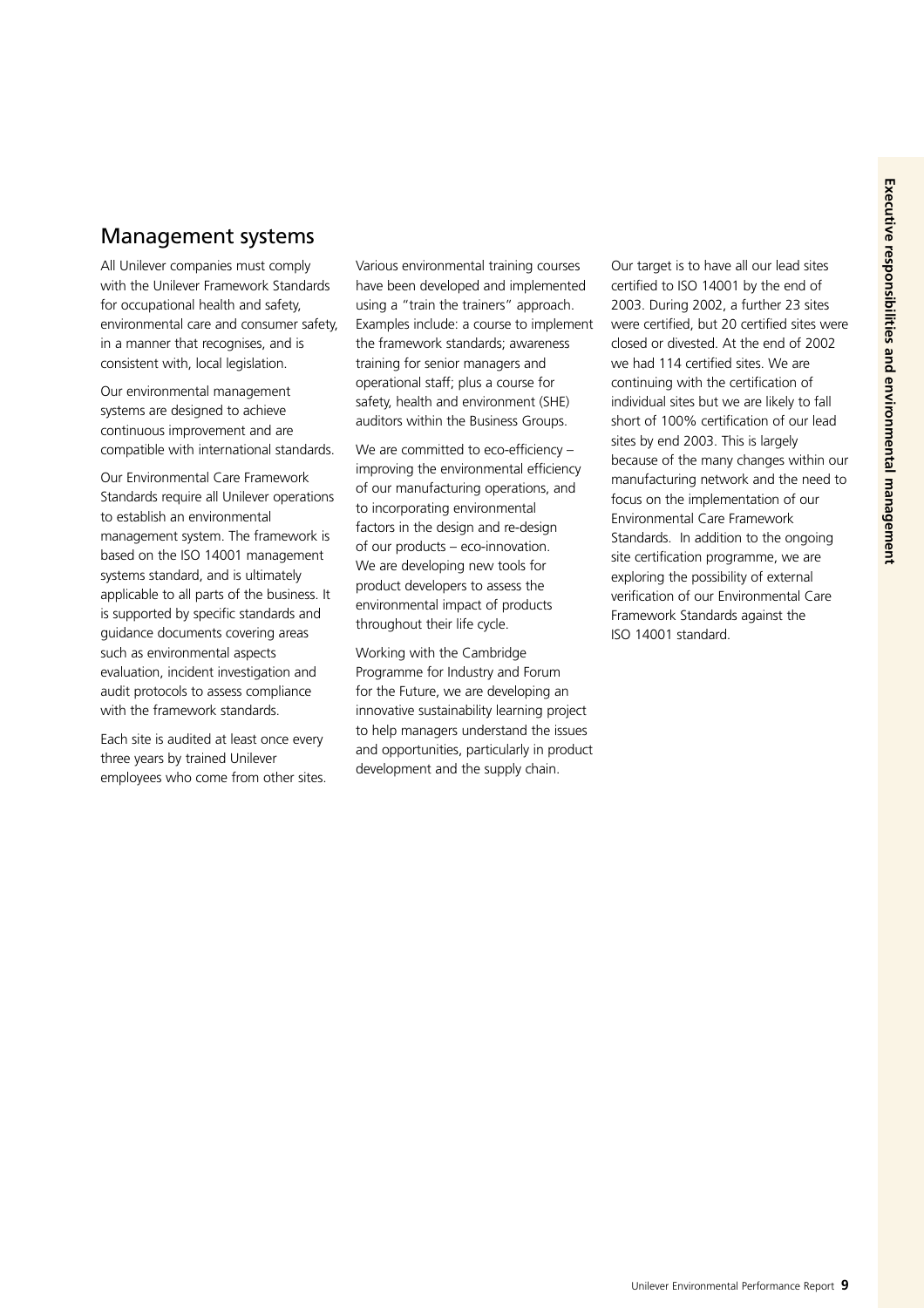## Management systems

All Unilever companies must comply with the Unilever Framework Standards for occupational health and safety, environmental care and consumer safety, in a manner that recognises, and is consistent with, local legislation.

Our environmental management systems are designed to achieve continuous improvement and are compatible with international standards.

Our Environmental Care Framework Standards require all Unilever operations to establish an environmental management system. The framework is based on the ISO 14001 management systems standard, and is ultimately applicable to all parts of the business. It is supported by specific standards and guidance documents covering areas such as environmental aspects evaluation, incident investigation and audit protocols to assess compliance with the framework standards.

Each site is audited at least once every three years by trained Unilever employees who come from other sites.

Various environmental training courses have been developed and implemented using a "train the trainers" approach. Examples include: a course to implement the framework standards; awareness training for senior managers and operational staff; plus a course for safety, health and environment (SHE) auditors within the Business Groups.

We are committed to eco-efficiency – improving the environmental efficiency of our manufacturing operations, and to incorporating environmental factors in the design and re-design of our products – eco-innovation. We are developing new tools for product developers to assess the environmental impact of products throughout their life cycle.

Working with the Cambridge Programme for Industry and Forum for the Future, we are developing an innovative sustainability learning project to help managers understand the issues and opportunities, particularly in product development and the supply chain.

Our target is to have all our lead sites certified to ISO 14001 by the end of 2003. During 2002, a further 23 sites were certified, but 20 certified sites were closed or divested. At the end of 2002 we had 114 certified sites. We are continuing with the certification of individual sites but we are likely to fall short of 100% certification of our lead sites by end 2003. This is largely because of the many changes within our manufacturing network and the need to focus on the implementation of our Environmental Care Framework Standards. In addition to the ongoing site certification programme, we are exploring the possibility of external verification of our Environmental Care Framework Standards against the ISO 14001 standard.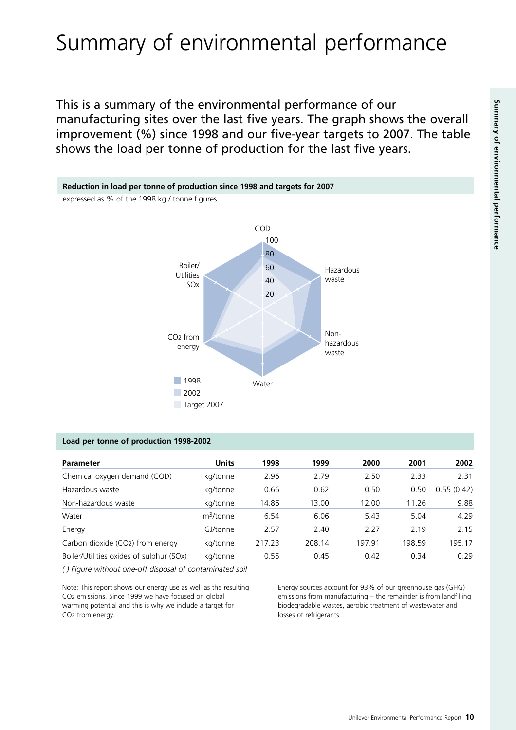# Summary of environmental performance

This is a summary of the environmental performance of our manufacturing sites over the last five years. The graph shows the overall improvement (%) since 1998 and our five-year targets to 2007. The table shows the load per tonne of production for the last five years.

**Reduction in load per tonne of production since 1998 and targets for 2007**

expressed as % of the 1998 kg / tonne figures

COD

100

80

60

40

20

Hazardous waste

Non-hazardous waste

Water

$CO_2$ from energy

Boiler/ Utilities SOx

1998

2002

Target 2007

**Load per tonne of production 1998-2002**

| Parameter | Units | 1998 | 1999 | 2000 | 2001 | 2002 |
|---|---|---|---|---|---|---|
| Chemical oxygen demand (COD) | kg/tonne | 2.96 | 2.79 | 2.50 | 2.33 | 2.31 |
| Hazardous waste | kg/tonne | 0.66 | 0.62 | 0.50 | 0.50 | 0.55 (0.42) |
| Non-hazardous waste | kg/tonne | 14.86 | 13.00 | 12.00 | 11.26 | 9.88 |
| Water | $m^3$/tonne | 6.54 | 6.06 | 5.43 | 5.04 | 4.29 |
| Energy | GJ/tonne | 2.57 | 2.40 | 2.27 | 2.19 | 2.15 |
| Carbon dioxide ($CO_2$) from energy | kg/tonne | 217.23 | 208.14 | 197.91 | 198.59 | 195.17 |
| Boiler/Utilities oxides of sulphur (SOx) | kg/tonne | 0.55 | 0.45 | 0.42 | 0.34 | 0.29 |

*( ) Figure without one-off disposal of contaminated soil*

Note: This report shows our energy use as well as the resulting $CO_2$ emissions. Since 1999 we have focused on global warming potential and this is why we include a target for $CO_2$ from energy.

Energy sources account for 93% of our greenhouse gas (GHG) emissions from manufacturing – the remainder is from landfilling biodegradable wastes, aerobic treatment of wastewater and losses of refrigerants.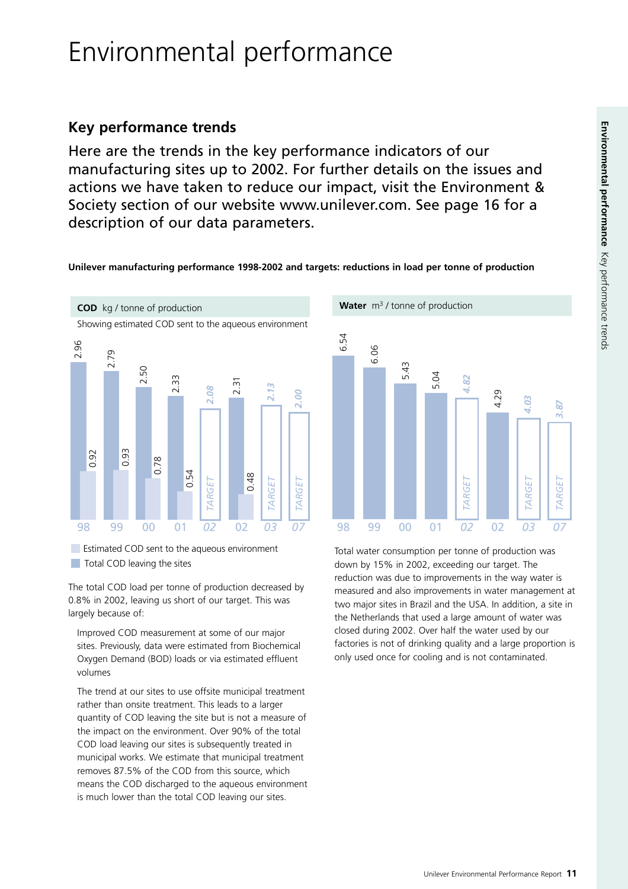# Environmental performance

## Key performance trends

Here are the trends in the key performance indicators of our manufacturing sites up to 2002. For further details on the issues and actions we have taken to reduce our impact, visit the Environment & Society section of our website www.unilever.com. See page 16 for a description of our data parameters.

**Unilever manufacturing performance 1998-2002 and targets: reductions in load per tonne of production**

**COD** kg / tonne of production

Showing estimated COD sent to the aqueous environment

| Year | Total COD leaving the sites | Estimated COD sent to the aqueous environment |
|---|---|---|
| 98 | 2.96 | 0.92 |
| 99 | 2.79 | 0.93 |
| 00 | 2.50 | 0.78 |
| 01 | 2.33 | 0.54 |
| *02 TARGET* | *2.08* | |
| 02 | 2.31 | 0.48 |
| *03 TARGET* | *2.13* | |
| *07 TARGET* | *2.00* | |

The total COD load per tonne of production decreased by 0.8% in 2002, leaving us short of our target. This was largely because of:

Improved COD measurement at some of our major sites. Previously, data were estimated from Biochemical Oxygen Demand (BOD) loads or via estimated effluent volumes

The trend at our sites to use offsite municipal treatment rather than onsite treatment. This leads to a larger quantity of COD leaving the site but is not a measure of the impact on the environment. Over 90% of the total COD load leaving our sites is subsequently treated in municipal works. We estimate that municipal treatment removes 87.5% of the COD from this source, which means the COD discharged to the aqueous environment is much lower than the total COD leaving our sites.

**Water** $m^3$ / tonne of production

| Year | Water |
|---|---|
| 98 | 6.54 |
| 99 | 6.06 |
| 00 | 5.43 |
| 01 | 5.04 |
| *02 TARGET* | *4.82* |
| 02 | 4.29 |
| *03 TARGET* | *4.03* |
| *07 TARGET* | *3.87* |

Total water consumption per tonne of production was down by 15% in 2002, exceeding our target. The reduction was due to improvements in the way water is measured and also improvements in water management at two major sites in Brazil and the USA. In addition, a site in the Netherlands that used a large amount of water was closed during 2002. Over half the water used by our factories is not of drinking quality and a large proportion is only used once for cooling and is not contaminated.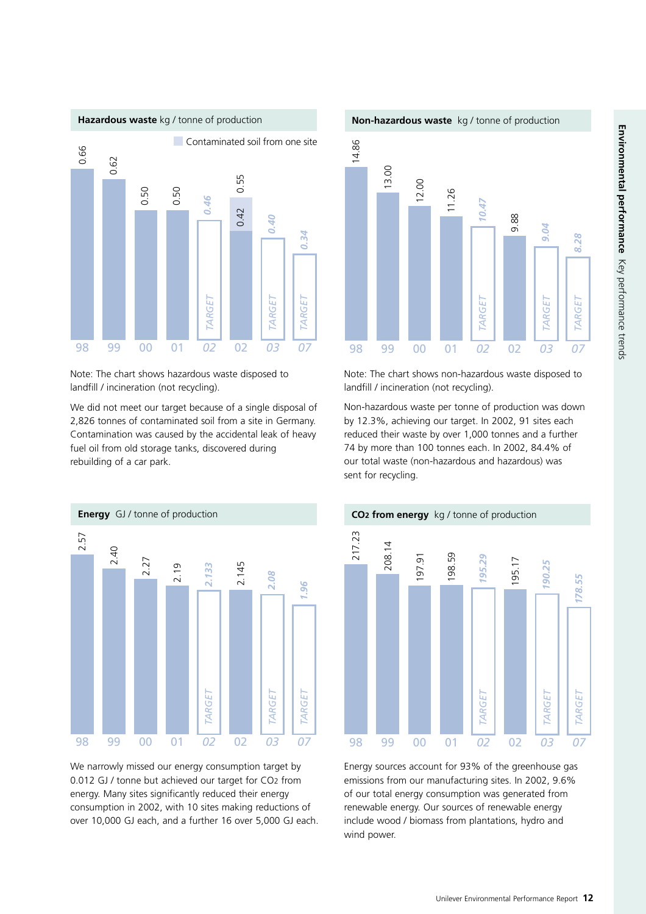**Hazardous waste** kg / tonne of production

Contaminated soil from one site

| Year | 98 | 99 | 00 | 01 | 02 (TARGET) | 02 | 03 (TARGET) | 07 (TARGET) |
|---|---|---|---|---|---|---|---|---|
| kg / tonne | 0.66 | 0.62 | 0.50 | 0.50 | *0.46* | 0.42 (0.55 incl. contaminated soil from one site) | *0.40* | *0.34* |

Note: The chart shows hazardous waste disposed to landfill / incineration (not recycling).

We did not meet our target because of a single disposal of 2,826 tonnes of contaminated soil from a site in Germany. Contamination was caused by the accidental leak of heavy fuel oil from old storage tanks, discovered during rebuilding of a car park.

**Non-hazardous waste** kg / tonne of production

| Year | 98 | 99 | 00 | 01 | 02 (TARGET) | 02 | 03 (TARGET) | 07 (TARGET) |
|---|---|---|---|---|---|---|---|---|
| kg / tonne | 14.86 | 13.00 | 12.00 | 11.26 | *10.47* | 9.88 | *9.04* | *8.28* |

Note: The chart shows non-hazardous waste disposed to landfill / incineration (not recycling).

Non-hazardous waste per tonne of production was down by 12.3%, achieving our target. In 2002, 91 sites each reduced their waste by over 1,000 tonnes and a further 74 by more than 100 tonnes each. In 2002, 84.4% of our total waste (non-hazardous and hazardous) was sent for recycling.

**Energy** GJ / tonne of production

| Year | 98 | 99 | 00 | 01 | 02 (TARGET) | 02 | 03 (TARGET) | 07 (TARGET) |
|---|---|---|---|---|---|---|---|---|
| GJ / tonne | 2.57 | 2.40 | 2.27 | 2.19 | *2.133* | 2.145 | *2.08* | *1.96* |

We narrowly missed our energy consumption target by 0.012 GJ / tonne but achieved our target for $CO_2$ from energy. Many sites significantly reduced their energy consumption in 2002, with 10 sites making reductions of over 10,000 GJ each, and a further 16 over 5,000 GJ each.

**$CO_2$ from energy** kg / tonne of production

| Year | 98 | 99 | 00 | 01 | 02 (TARGET) | 02 | 03 (TARGET) | 07 (TARGET) |
|---|---|---|---|---|---|---|---|---|
| kg / tonne | 217.23 | 208.14 | 197.91 | 198.59 | *195.29* | 195.17 | *190.25* | *178.55* |

Energy sources account for 93% of the greenhouse gas emissions from our manufacturing sites. In 2002, 9.6% of our total energy consumption was generated from renewable energy. Our sources of renewable energy include wood / biomass from plantations, hydro and wind power.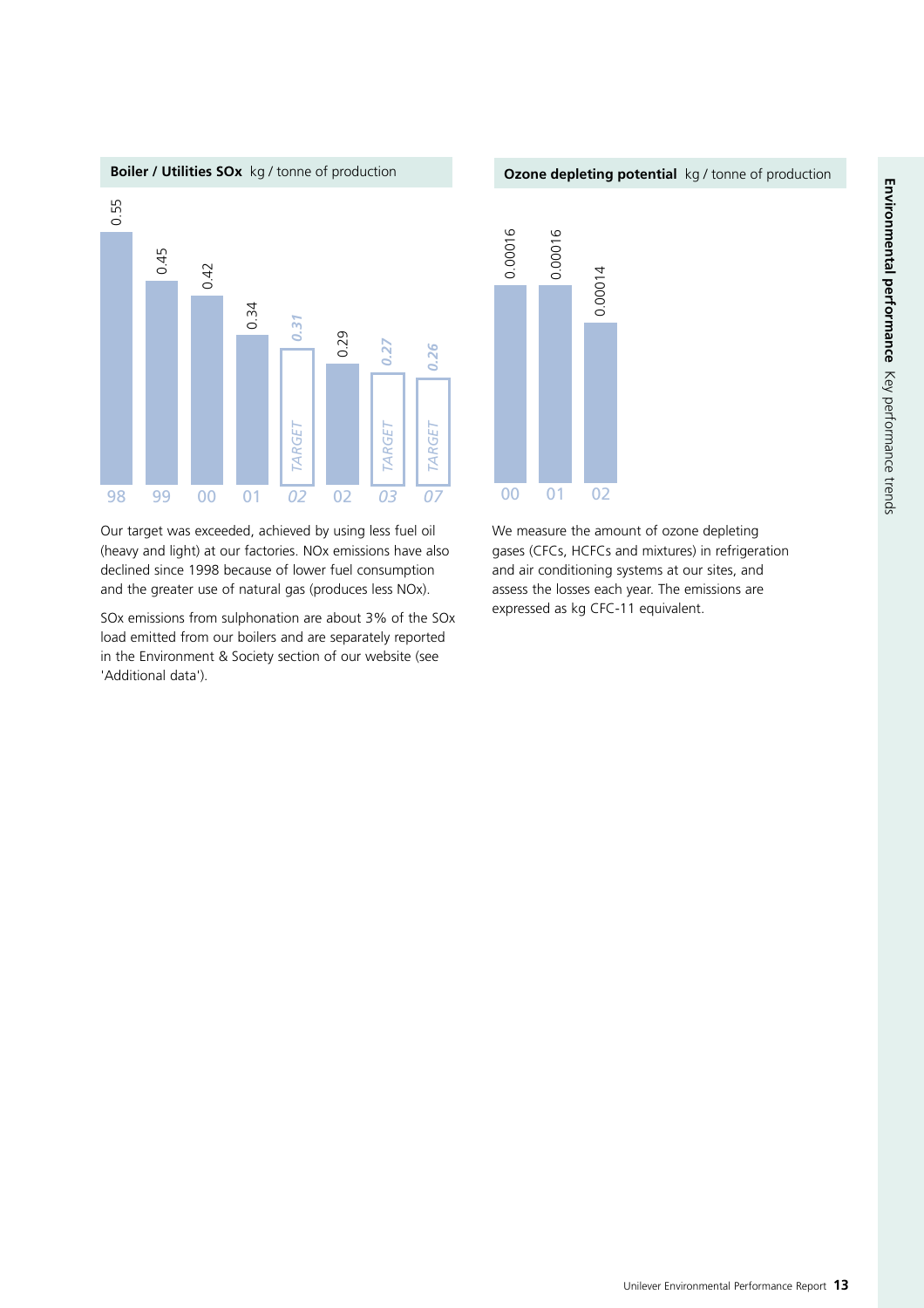**Boiler / Utilities SOx** kg / tonne of production

| Year | 98 | 99 | 00 | 01 | 02 (Target) | 02 | 03 (Target) | 07 (Target) |
|---|---|---|---|---|---|---|---|---|
| kg / tonne | 0.55 | 0.45 | 0.42 | 0.34 | 0.31 | 0.29 | 0.27 | 0.26 |

Our target was exceeded, achieved by using less fuel oil (heavy and light) at our factories. NOx emissions have also declined since 1998 because of lower fuel consumption and the greater use of natural gas (produces less NOx).

SOx emissions from sulphonation are about 3% of the SOx load emitted from our boilers and are separately reported in the Environment & Society section of our website (see 'Additional data').

**Ozone depleting potential** kg / tonne of production

| Year | 00 | 01 | 02 |
|---|---|---|---|
| kg / tonne | 0.00016 | 0.00016 | 0.00014 |

We measure the amount of ozone depleting gases (CFCs, HCFCs and mixtures) in refrigeration and air conditioning systems at our sites, and assess the losses each year. The emissions are expressed as kg CFC-11 equivalent.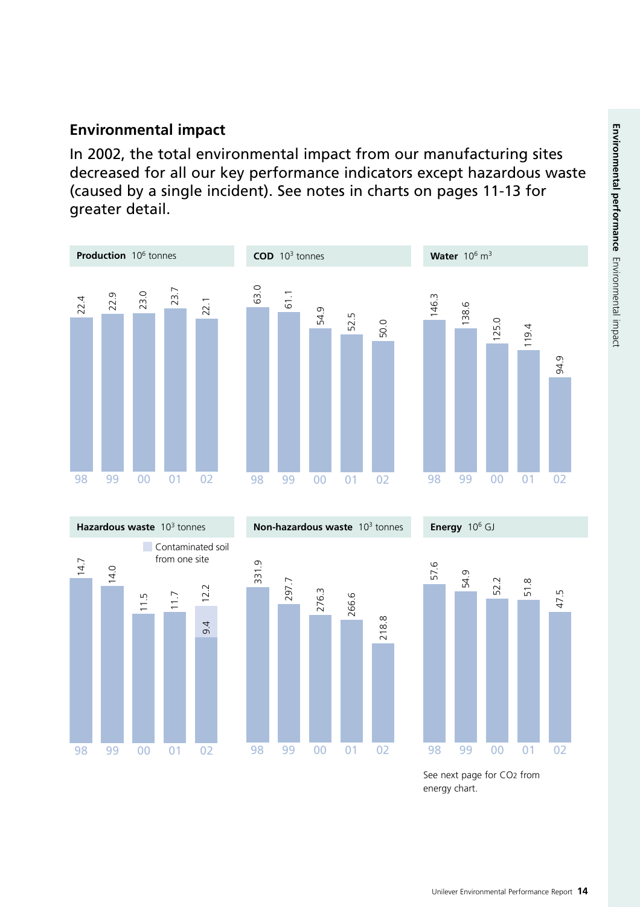## Environmental impact

In 2002, the total environmental impact from our manufacturing sites decreased for all our key performance indicators except hazardous waste (caused by a single incident). See notes in charts on pages 11-13 for greater detail.

**Production** $10^6$ tonnes

| 98 | 99 | 00 | 01 | 02 |
|---|---|---|---|---|
| 22.4 | 22.9 | 23.0 | 23.7 | 22.1 |

**COD** $10^3$ tonnes

| 98 | 99 | 00 | 01 | 02 |
|---|---|---|---|---|
| 63.0 | 61.1 | 54.9 | 52.5 | 50.0 |

**Water** $10^6$ $m^3$

| 98 | 99 | 00 | 01 | 02 |
|---|---|---|---|---|
| 146.3 | 138.6 | 125.0 | 119.4 | 94.9 |

**Hazardous waste** $10^3$ tonnes

| 98 | 99 | 00 | 01 | 02 |
|---|---|---|---|---|
| 14.7 | 14.0 | 11.5 | 11.7 | 12.2 |

Contaminated soil from one site: 02 – 9.4

**Non-hazardous waste** $10^3$ tonnes

| 98 | 99 | 00 | 01 | 02 |
|---|---|---|---|---|
| 331.9 | 297.7 | 276.3 | 266.6 | 218.8 |

**Energy** $10^6$ GJ

| 98 | 99 | 00 | 01 | 02 |
|---|---|---|---|---|
| 57.6 | 54.9 | 52.2 | 51.8 | 47.5 |

See next page for $CO_2$ from energy chart.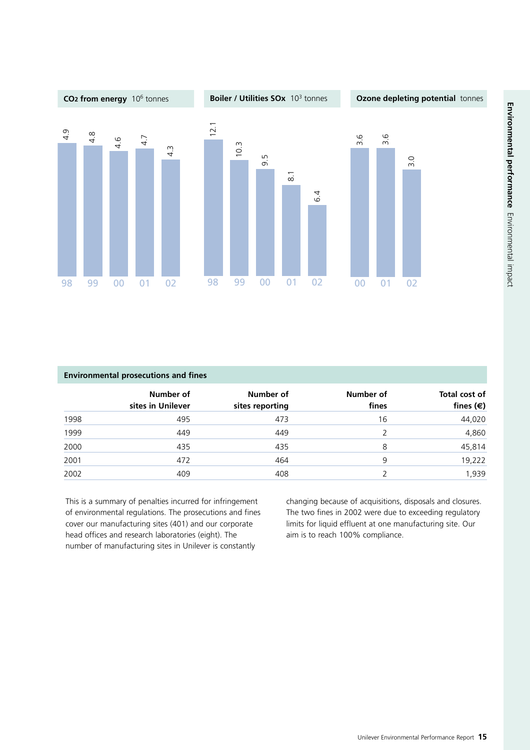**$CO_2$ from energy** $10^6$ tonnes

| 98 | 99 | 00 | 01 | 02 |
|---|---|---|---|---|
| 4.9 | 4.8 | 4.6 | 4.7 | 4.3 |

**Boiler / Utilities SOx** $10^3$ tonnes

| 98 | 99 | 00 | 01 | 02 |
|---|---|---|---|---|
| 12.1 | 10.3 | 9.5 | 8.1 | 6.4 |

**Ozone depleting potential** tonnes

| 00 | 01 | 02 |
|---|---|---|
| 3.6 | 3.6 | 3.0 |

**Environmental prosecutions and fines**

| | Number of sites in Unilever | Number of sites reporting | Number of fines | Total cost of fines (€) |
|---|---|---|---|---|
| 1998 | 495 | 473 | 16 | 44,020 |
| 1999 | 449 | 449 | 2 | 4,860 |
| 2000 | 435 | 435 | 8 | 45,814 |
| 2001 | 472 | 464 | 9 | 19,222 |
| 2002 | 409 | 408 | 2 | 1,939 |

This is a summary of penalties incurred for infringement of environmental regulations. The prosecutions and fines cover our manufacturing sites (401) and our corporate head offices and research laboratories (eight). The number of manufacturing sites in Unilever is constantly changing because of acquisitions, disposals and closures. The two fines in 2002 were due to exceeding regulatory limits for liquid effluent at one manufacturing site. Our aim is to reach 100% compliance.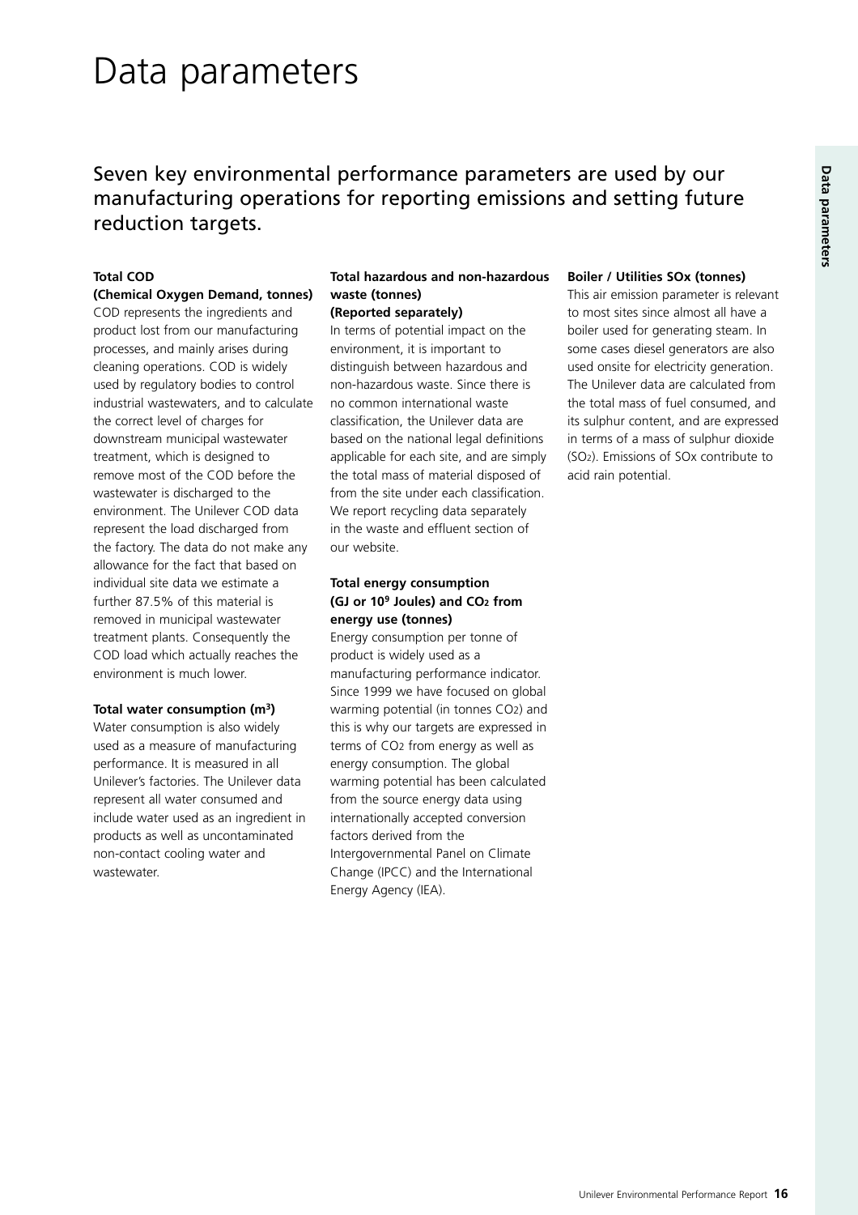# Data parameters

## Seven key environmental performance parameters are used by our manufacturing operations for reporting emissions and setting future reduction targets.

**Total COD**
**(Chemical Oxygen Demand, tonnes)**

COD represents the ingredients and product lost from our manufacturing processes, and mainly arises during cleaning operations. COD is widely used by regulatory bodies to control industrial wastewaters, and to calculate the correct level of charges for downstream municipal wastewater treatment, which is designed to remove most of the COD before the wastewater is discharged to the environment. The Unilever COD data represent the load discharged from the factory. The data do not make any allowance for the fact that based on individual site data we estimate a further 87.5% of this material is removed in municipal wastewater treatment plants. Consequently the COD load which actually reaches the environment is much lower.

**Total water consumption ($m^3$)**

Water consumption is also widely used as a measure of manufacturing performance. It is measured in all Unilever's factories. The Unilever data represent all water consumed and include water used as an ingredient in products as well as uncontaminated non-contact cooling water and wastewater.

**Total hazardous and non-hazardous waste (tonnes)**
**(Reported separately)**

In terms of potential impact on the environment, it is important to distinguish between hazardous and non-hazardous waste. Since there is no common international waste classification, the Unilever data are based on the national legal definitions applicable for each site, and are simply the total mass of material disposed of from the site under each classification. We report recycling data separately in the waste and effluent section of our website.

**Total energy consumption (GJ or $10^9$ Joules) and $CO_2$ from energy use (tonnes)**

Energy consumption per tonne of product is widely used as a manufacturing performance indicator. Since 1999 we have focused on global warming potential (in tonnes $CO_2$) and this is why our targets are expressed in terms of $CO_2$ from energy as well as energy consumption. The global warming potential has been calculated from the source energy data using internationally accepted conversion factors derived from the Intergovernmental Panel on Climate Change (IPCC) and the International Energy Agency (IEA).

**Boiler / Utilities SOx (tonnes)**

This air emission parameter is relevant to most sites since almost all have a boiler used for generating steam. In some cases diesel generators are also used onsite for electricity generation. The Unilever data are calculated from the total mass of fuel consumed, and its sulphur content, and are expressed in terms of a mass of sulphur dioxide ($SO_2$). Emissions of SOx contribute to acid rain potential.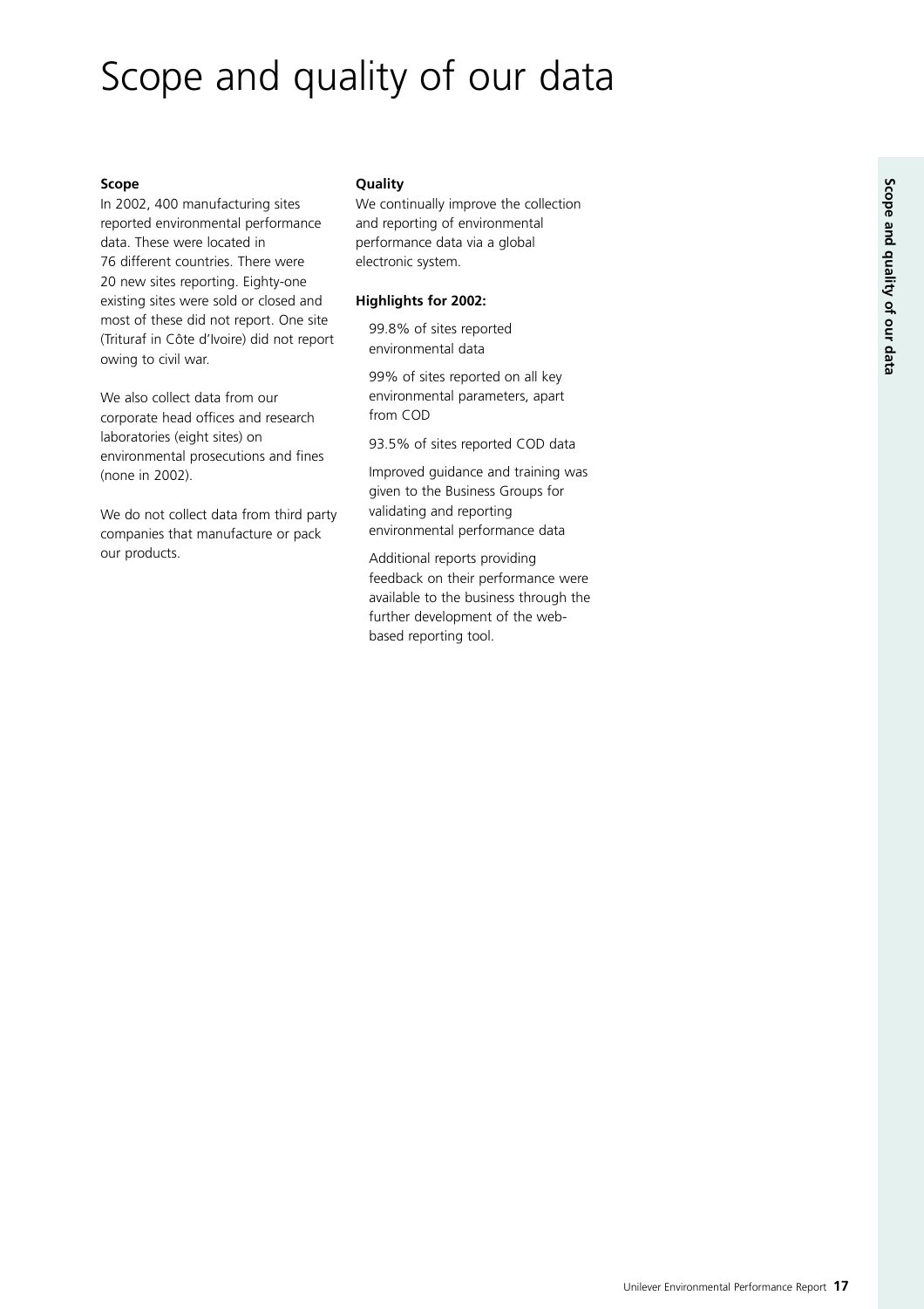# Scope and quality of our data

**Scope**

In 2002, 400 manufacturing sites reported environmental performance data. These were located in 76 different countries. There were 20 new sites reporting. Eighty-one existing sites were sold or closed and most of these did not report. One site (Trituraf in Côte d'Ivoire) did not report owing to civil war.

We also collect data from our corporate head offices and research laboratories (eight sites) on environmental prosecutions and fines (none in 2002).

We do not collect data from third party companies that manufacture or pack our products.

**Quality**

We continually improve the collection and reporting of environmental performance data via a global electronic system.

**Highlights for 2002:**

- 99.8% of sites reported environmental data
- 99% of sites reported on all key environmental parameters, apart from COD
- 93.5% of sites reported COD data
- Improved guidance and training was given to the Business Groups for validating and reporting environmental performance data
- Additional reports providing feedback on their performance were available to the business through the further development of the web-based reporting tool.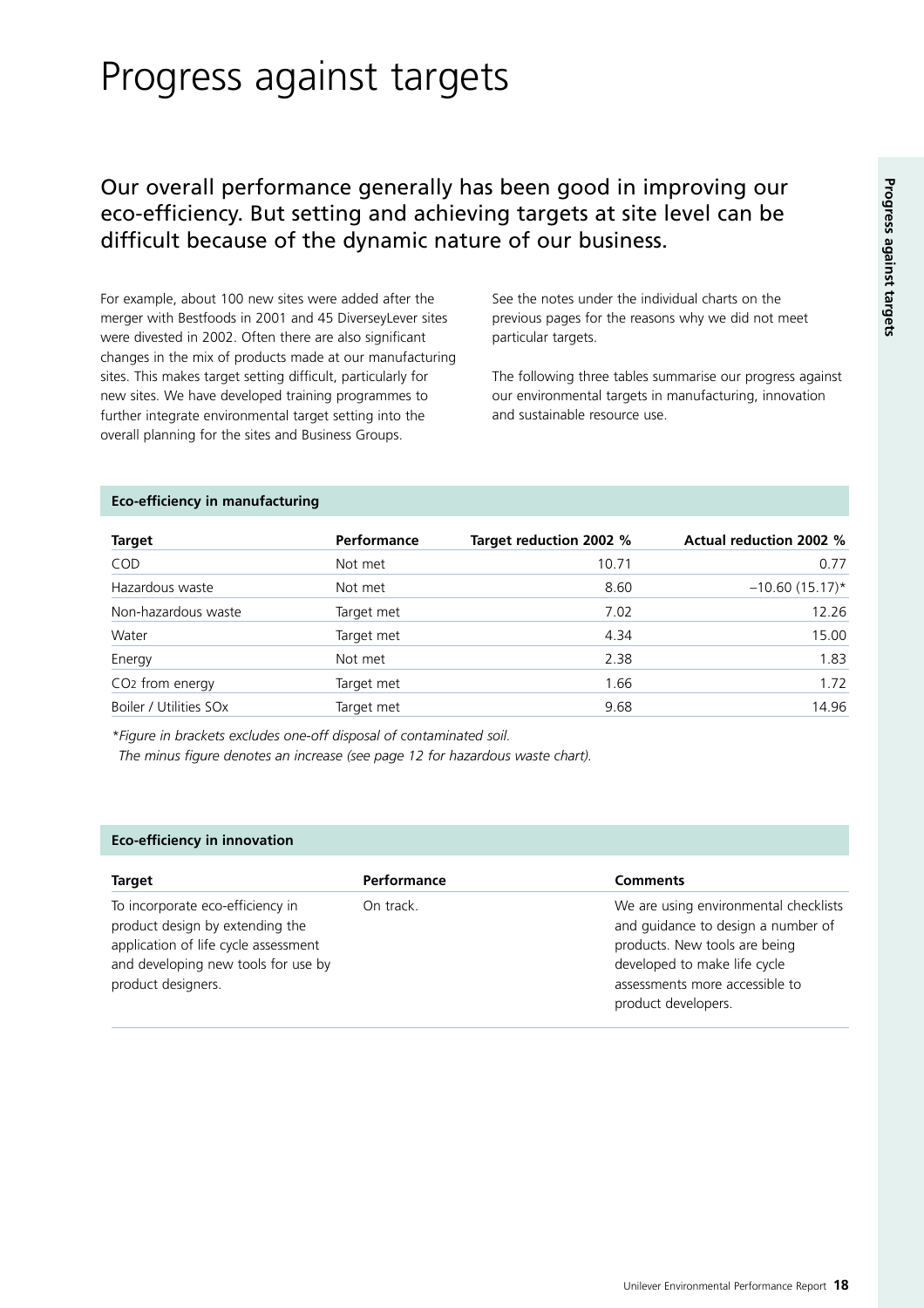# Progress against targets

## Our overall performance generally has been good in improving our eco-efficiency. But setting and achieving targets at site level can be difficult because of the dynamic nature of our business.

For example, about 100 new sites were added after the merger with Bestfoods in 2001 and 45 DiverseyLever sites were divested in 2002. Often there are also significant changes in the mix of products made at our manufacturing sites. This makes target setting difficult, particularly for new sites. We have developed training programmes to further integrate environmental target setting into the overall planning for the sites and Business Groups.

See the notes under the individual charts on the previous pages for the reasons why we did not meet particular targets.

The following three tables summarise our progress against our environmental targets in manufacturing, innovation and sustainable resource use.

### Eco-efficiency in manufacturing

| Target | Performance | Target reduction 2002 % | Actual reduction 2002 % |
|---|---|---|---|
| COD | Not met | 10.71 | 0.77 |
| Hazardous waste | Not met | 8.60 | –10.60 (15.17)* |
| Non-hazardous waste | Target met | 7.02 | 12.26 |
| Water | Target met | 4.34 | 15.00 |
| Energy | Not met | 2.38 | 1.83 |
| $CO_2$ from energy | Target met | 1.66 | 1.72 |
| Boiler / Utilities SOx | Target met | 9.68 | 14.96 |

*\*Figure in brackets excludes one-off disposal of contaminated soil.*
*The minus figure denotes an increase (see page 12 for hazardous waste chart).*

### Eco-efficiency in innovation

| Target | Performance | Comments |
|---|---|---|
| To incorporate eco-efficiency in product design by extending the application of life cycle assessment and developing new tools for use by product designers. | On track. | We are using environmental checklists and guidance to design a number of products. New tools are being developed to make life cycle assessments more accessible to product developers. |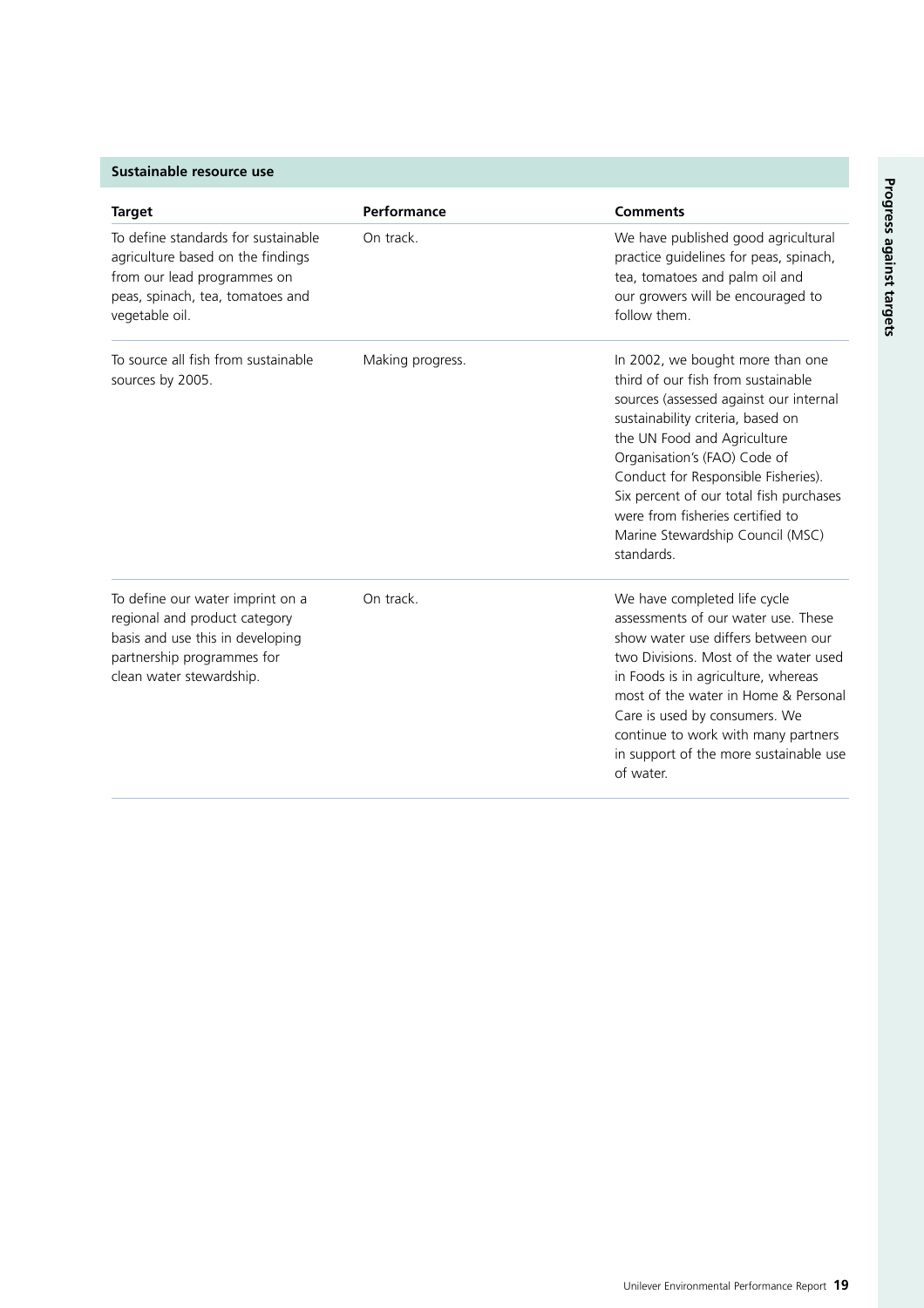## Sustainable resource use

| Target | Performance | Comments |
| --- | --- | --- |
| To define standards for sustainable agriculture based on the findings from our lead programmes on peas, spinach, tea, tomatoes and vegetable oil. | On track. | We have published good agricultural practice guidelines for peas, spinach, tea, tomatoes and palm oil and our growers will be encouraged to follow them. |
| To source all fish from sustainable sources by 2005. | Making progress. | In 2002, we bought more than one third of our fish from sustainable sources (assessed against our internal sustainability criteria, based on the UN Food and Agriculture Organisation's (FAO) Code of Conduct for Responsible Fisheries). Six percent of our total fish purchases were from fisheries certified to Marine Stewardship Council (MSC) standards. |
| To define our water imprint on a regional and product category basis and use this in developing partnership programmes for clean water stewardship. | On track. | We have completed life cycle assessments of our water use. These show water use differs between our two Divisions. Most of the water used in Foods is in agriculture, whereas most of the water in Home & Personal Care is used by consumers. We continue to work with many partners in support of the more sustainable use of water. |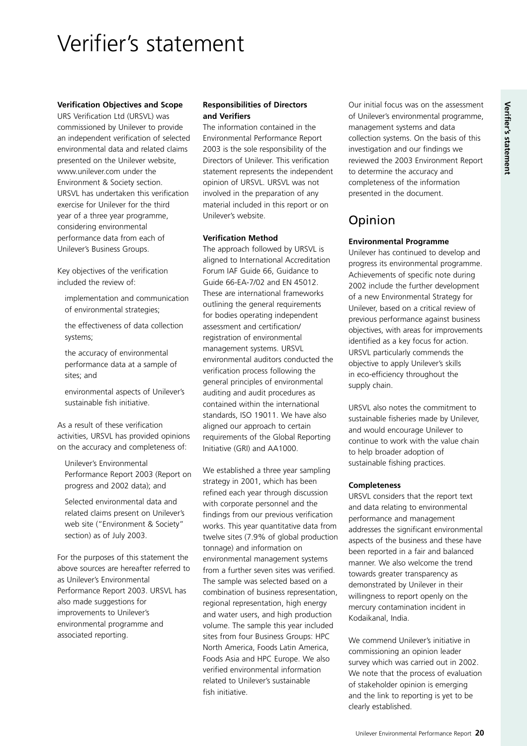# Verifier's statement

### Verification Objectives and Scope

URS Verification Ltd (URSVL) was commissioned by Unilever to provide an independent verification of selected environmental data and related claims presented on the Unilever website, www.unilever.com under the Environment & Society section. URSVL has undertaken this verification exercise for Unilever for the third year of a three year programme, considering environmental performance data from each of Unilever's Business Groups.

Key objectives of the verification included the review of:

- implementation and communication of environmental strategies;
- the effectiveness of data collection systems;
- the accuracy of environmental performance data at a sample of sites; and
- environmental aspects of Unilever's sustainable fish initiative.

As a result of these verification activities, URSVL has provided opinions on the accuracy and completeness of:

- Unilever's Environmental Performance Report 2003 (Report on progress and 2002 data); and
- Selected environmental data and related claims present on Unilever's web site ("Environment & Society" section) as of July 2003.

For the purposes of this statement the above sources are hereafter referred to as Unilever's Environmental Performance Report 2003. URSVL has also made suggestions for improvements to Unilever's environmental programme and associated reporting.

### Responsibilities of Directors and Verifiers

The information contained in the Environmental Performance Report 2003 is the sole responsibility of the Directors of Unilever. This verification statement represents the independent opinion of URSVL. URSVL was not involved in the preparation of any material included in this report or on Unilever's website.

### Verification Method

The approach followed by URSVL is aligned to International Accreditation Forum IAF Guide 66, Guidance to Guide 66-EA-7/02 and EN 45012. These are international frameworks outlining the general requirements for bodies operating independent assessment and certification/ registration of environmental management systems. URSVL environmental auditors conducted the verification process following the general principles of environmental auditing and audit procedures as contained within the international standards, ISO 19011. We have also aligned our approach to certain requirements of the Global Reporting Initiative (GRI) and AA1000.

We established a three year sampling strategy in 2001, which has been refined each year through discussion with corporate personnel and the findings from our previous verification works. This year quantitative data from twelve sites (7.9% of global production tonnage) and information on environmental management systems from a further seven sites was verified. The sample was selected based on a combination of business representation, regional representation, high energy and water users, and high production volume. The sample this year included sites from four Business Groups: HPC North America, Foods Latin America, Foods Asia and HPC Europe. We also verified environmental information related to Unilever's sustainable fish initiative.

Our initial focus was on the assessment of Unilever's environmental programme, management systems and data collection systems. On the basis of this investigation and our findings we reviewed the 2003 Environment Report to determine the accuracy and completeness of the information presented in the document.

## Opinion

### Environmental Programme

Unilever has continued to develop and progress its environmental programme. Achievements of specific note during 2002 include the further development of a new Environmental Strategy for Unilever, based on a critical review of previous performance against business objectives, with areas for improvements identified as a key focus for action. URSVL particularly commends the objective to apply Unilever's skills in eco-efficiency throughout the supply chain.

URSVL also notes the commitment to sustainable fisheries made by Unilever, and would encourage Unilever to continue to work with the value chain to help broader adoption of sustainable fishing practices.

### Completeness

URSVL considers that the report text and data relating to environmental performance and management addresses the significant environmental aspects of the business and these have been reported in a fair and balanced manner. We also welcome the trend towards greater transparency as demonstrated by Unilever in their willingness to report openly on the mercury contamination incident in Kodaikanal, India.

We commend Unilever's initiative in commissioning an opinion leader survey which was carried out in 2002. We note that the process of evaluation of stakeholder opinion is emerging and the link to reporting is yet to be clearly established.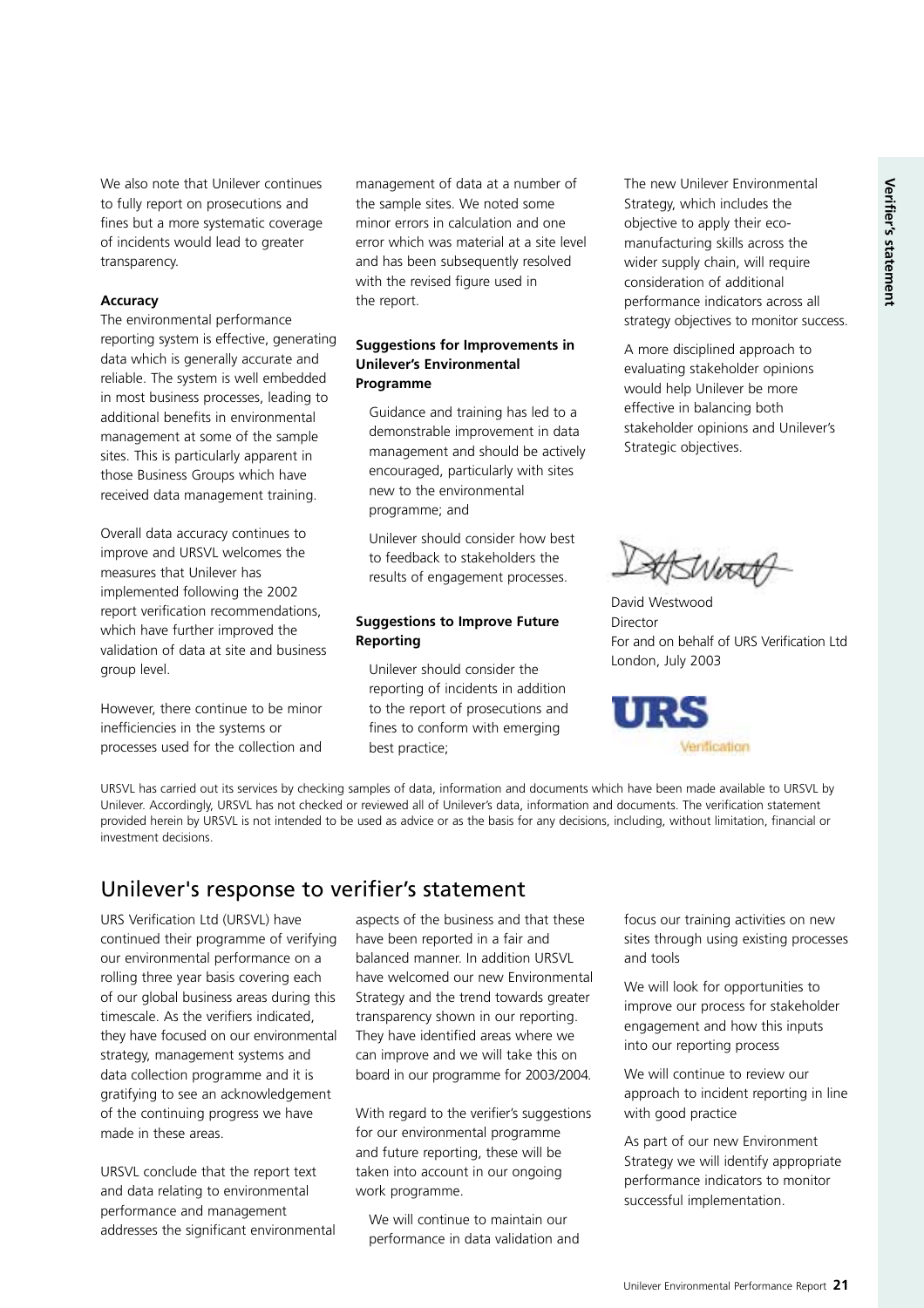We also note that Unilever continues to fully report on prosecutions and fines but a more systematic coverage of incidents would lead to greater transparency.

**Accuracy**

The environmental performance reporting system is effective, generating data which is generally accurate and reliable. The system is well embedded in most business processes, leading to additional benefits in environmental management at some of the sample sites. This is particularly apparent in those Business Groups which have received data management training.

Overall data accuracy continues to improve and URSVL welcomes the measures that Unilever has implemented following the 2002 report verification recommendations, which have further improved the validation of data at site and business group level.

However, there continue to be minor inefficiencies in the systems or processes used for the collection and management of data at a number of the sample sites. We noted some minor errors in calculation and one error which was material at a site level and has been subsequently resolved with the revised figure used in the report.

**Suggestions for Improvements in Unilever's Environmental Programme**

Guidance and training has led to a demonstrable improvement in data management and should be actively encouraged, particularly with sites new to the environmental programme; and

Unilever should consider how best to feedback to stakeholders the results of engagement processes.

**Suggestions to Improve Future Reporting**

Unilever should consider the reporting of incidents in addition to the report of prosecutions and fines to conform with emerging best practice;

The new Unilever Environmental Strategy, which includes the objective to apply their eco-manufacturing skills across the wider supply chain, will require consideration of additional performance indicators across all strategy objectives to monitor success.

A more disciplined approach to evaluating stakeholder opinions would help Unilever be more effective in balancing both stakeholder opinions and Unilever's Strategic objectives.

David Westwood
Director
For and on behalf of URS Verification Ltd
London, July 2003

URS Verification

URSVL has carried out its services by checking samples of data, information and documents which have been made available to URSVL by Unilever. Accordingly, URSVL has not checked or reviewed all of Unilever's data, information and documents. The verification statement provided herein by URSVL is not intended to be used as advice or as the basis for any decisions, including, without limitation, financial or investment decisions.

## Unilever's response to verifier's statement

URS Verification Ltd (URSVL) have continued their programme of verifying our environmental performance on a rolling three year basis covering each of our global business areas during this timescale. As the verifiers indicated, they have focused on our environmental strategy, management systems and data collection programme and it is gratifying to see an acknowledgement of the continuing progress we have made in these areas.

URSVL conclude that the report text and data relating to environmental performance and management addresses the significant environmental aspects of the business and that these have been reported in a fair and balanced manner. In addition URSVL have welcomed our new Environmental Strategy and the trend towards greater transparency shown in our reporting. They have identified areas where we can improve and we will take this on board in our programme for 2003/2004.

With regard to the verifier's suggestions for our environmental programme and future reporting, these will be taken into account in our ongoing work programme.

We will continue to maintain our performance in data validation and focus our training activities on new sites through using existing processes and tools

We will look for opportunities to improve our process for stakeholder engagement and how this inputs into our reporting process

We will continue to review our approach to incident reporting in line with good practice

As part of our new Environment Strategy we will identify appropriate performance indicators to monitor successful implementation.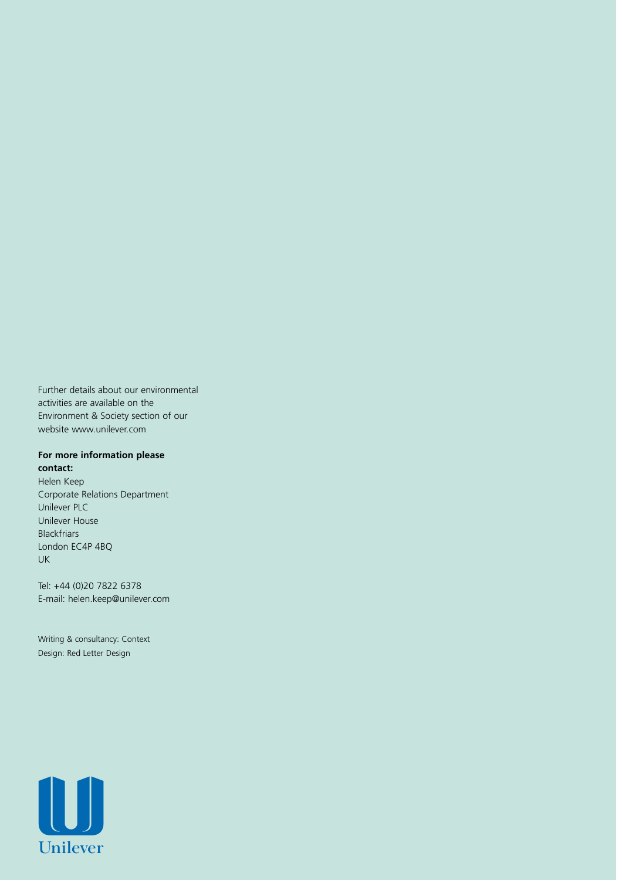Further details about our environmental activities are available on the Environment & Society section of our website www.unilever.com

**For more information please contact:**

Helen Keep
Corporate Relations Department
Unilever PLC
Unilever House
Blackfriars
London EC4P 4BQ
UK

Tel: +44 (0)20 7822 6378
E-mail: helen.keep@unilever.com

Writing & consultancy: Context
Design: Red Letter Design

Unilever